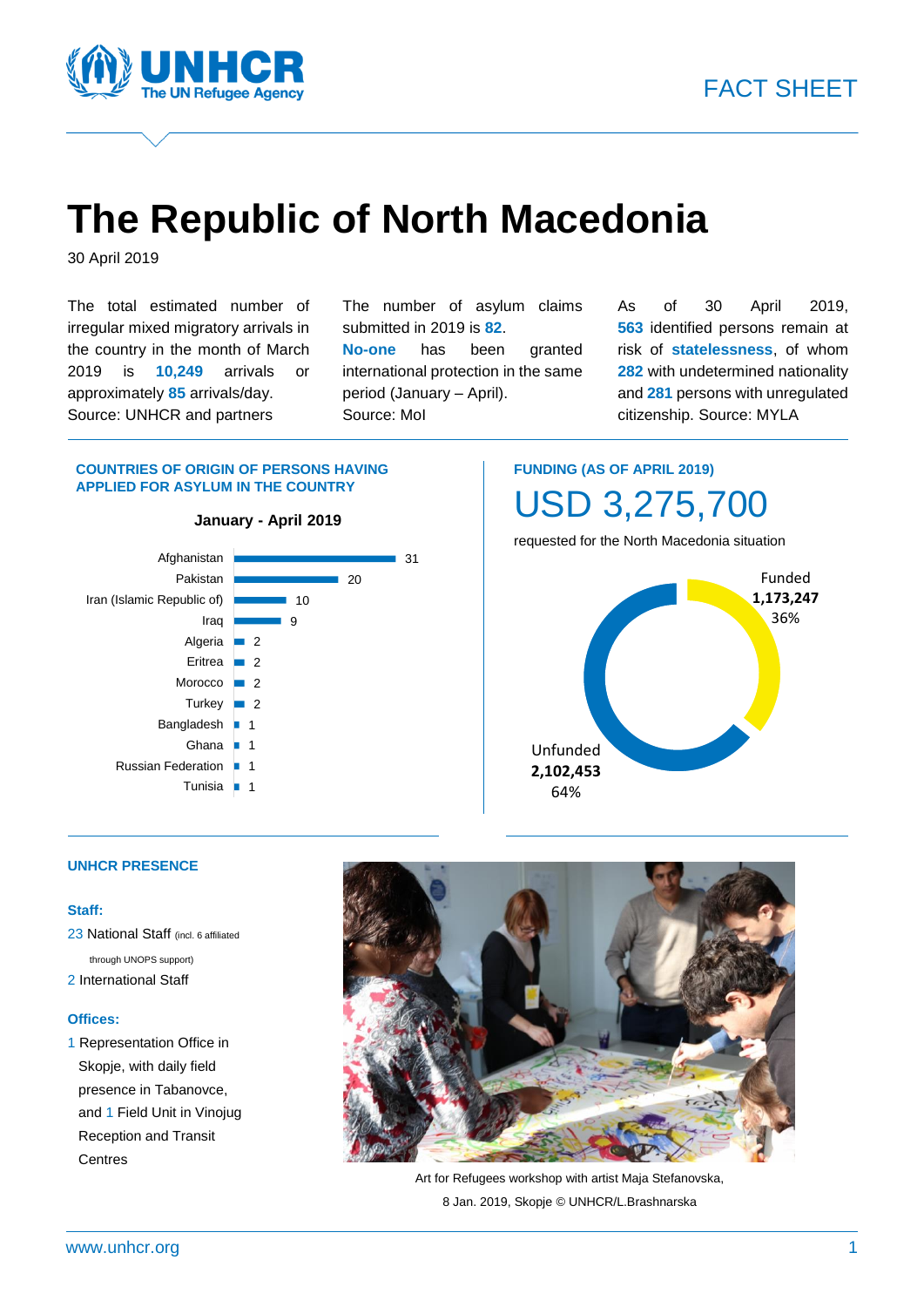FACT SHEET

# The Republic of North Macedonia

30 April 2019

The total estimated number of irregular mixed migratory arrivals in the country in the month of March 2019 is **10,249** arrivals or approximately **85** arrivals/day. Source: UNHCR and partners

The number of asylum claims submitted in 2019 is **82**. **No-one** has been granted international protection in the same period (January – April). Source: MoI

As of 30 April 2019, **563** identified persons remain at risk of **statelessness**, of whom **282** with undetermined nationality and **281** persons with unregulated citizenship. Source: MYLA

## COUNTRIES OF ORIGIN OF PERSONS HAVING APPLIED FOR ASYLUM IN THE COUNTRY

**January - April 2019**

| Country | Number |
|---|---|
| Afghanistan | 31 |
| Pakistan | 20 |
| Iran (Islamic Republic of) | 10 |
| Iraq | 9 |
| Algeria | 2 |
| Eritrea | 2 |
| Morocco | 2 |
| Turkey | 2 |
| Bangladesh | 1 |
| Ghana | 1 |
| Russian Federation | 1 |
| Tunisia | 1 |

## FUNDING (AS OF APRIL 2019)

USD 3,275,700

requested for the North Macedonia situation

| | Amount | Share |
|---|---|---|
| Funded | 1,173,247 | 36% |
| Unfunded | 2,102,453 | 64% |

## UNHCR PRESENCE

**Staff:**

23 National Staff (incl. 6 affiliated through UNOPS support)

2 International Staff

**Offices:**

1 Representation Office in Skopje, with daily field presence in Tabanovce, and 1 Field Unit in Vinojug Reception and Transit Centres

Art for Refugees workshop with artist Maja Stefanovska, 8 Jan. 2019, Skopje © UNHCR/L.Brashnarska

www.unhcr.org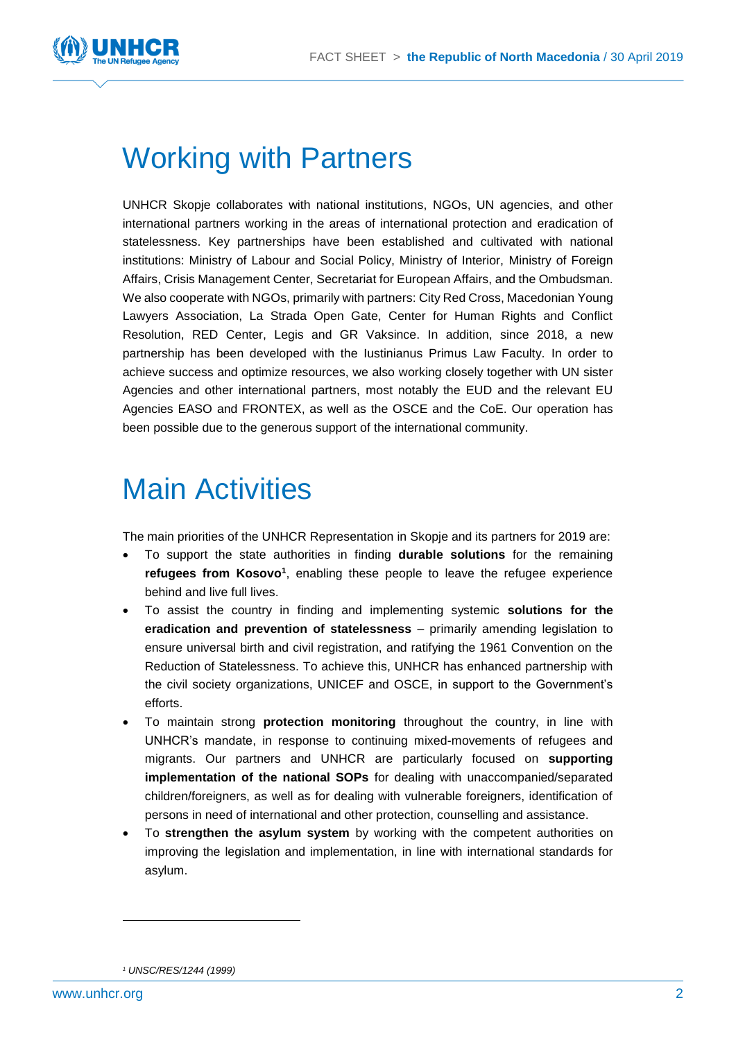## Working with Partners

UNHCR Skopje collaborates with national institutions, NGOs, UN agencies, and other international partners working in the areas of international protection and eradication of statelessness. Key partnerships have been established and cultivated with national institutions: Ministry of Labour and Social Policy, Ministry of Interior, Ministry of Foreign Affairs, Crisis Management Center, Secretariat for European Affairs, and the Ombudsman. We also cooperate with NGOs, primarily with partners: City Red Cross, Macedonian Young Lawyers Association, La Strada Open Gate, Center for Human Rights and Conflict Resolution, RED Center, Legis and GR Vaksince. In addition, since 2018, a new partnership has been developed with the Iustinianus Primus Law Faculty. In order to achieve success and optimize resources, we also working closely together with UN sister Agencies and other international partners, most notably the EUD and the relevant EU Agencies EASO and FRONTEX, as well as the OSCE and the CoE. Our operation has been possible due to the generous support of the international community.

## Main Activities

The main priorities of the UNHCR Representation in Skopje and its partners for 2019 are:

- To support the state authorities in finding **durable solutions** for the remaining **refugees from Kosovo**[1], enabling these people to leave the refugee experience behind and live full lives.
- To assist the country in finding and implementing systemic **solutions for the eradication and prevention of statelessness** – primarily amending legislation to ensure universal birth and civil registration, and ratifying the 1961 Convention on the Reduction of Statelessness. To achieve this, UNHCR has enhanced partnership with the civil society organizations, UNICEF and OSCE, in support to the Government's efforts.
- To maintain strong **protection monitoring** throughout the country, in line with UNHCR's mandate, in response to continuing mixed-movements of refugees and migrants. Our partners and UNHCR are particularly focused on **supporting implementation of the national SOPs** for dealing with unaccompanied/separated children/foreigners, as well as for dealing with vulnerable foreigners, identification of persons in need of international and other protection, counselling and assistance.
- To **strengthen the asylum system** by working with the competent authorities on improving the legislation and implementation, in line with international standards for asylum.

---

[1] *UNSC/RES/1244 (1999)*